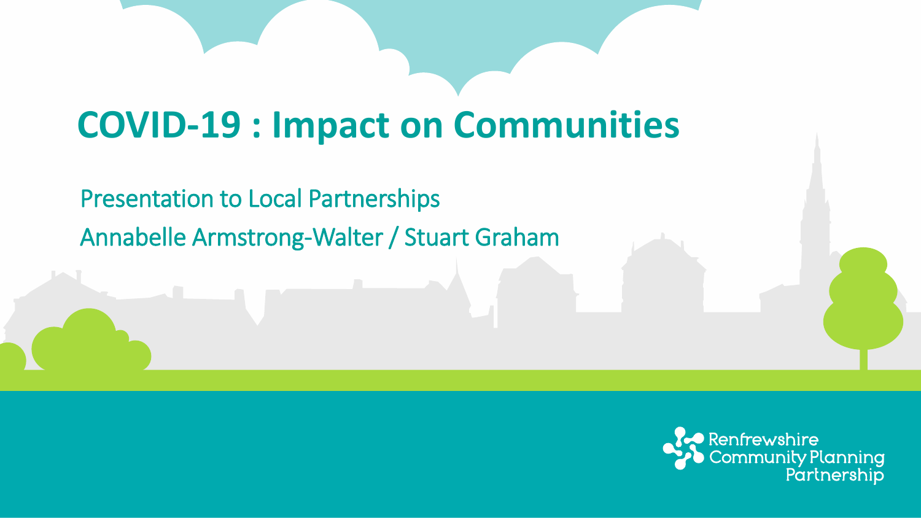# COVID-19 : Impact on Communities

Presentation to Local Partnerships

Annabelle Armstrong-Walter / Stuart Graham

Renfrewshire Community Planning Partnership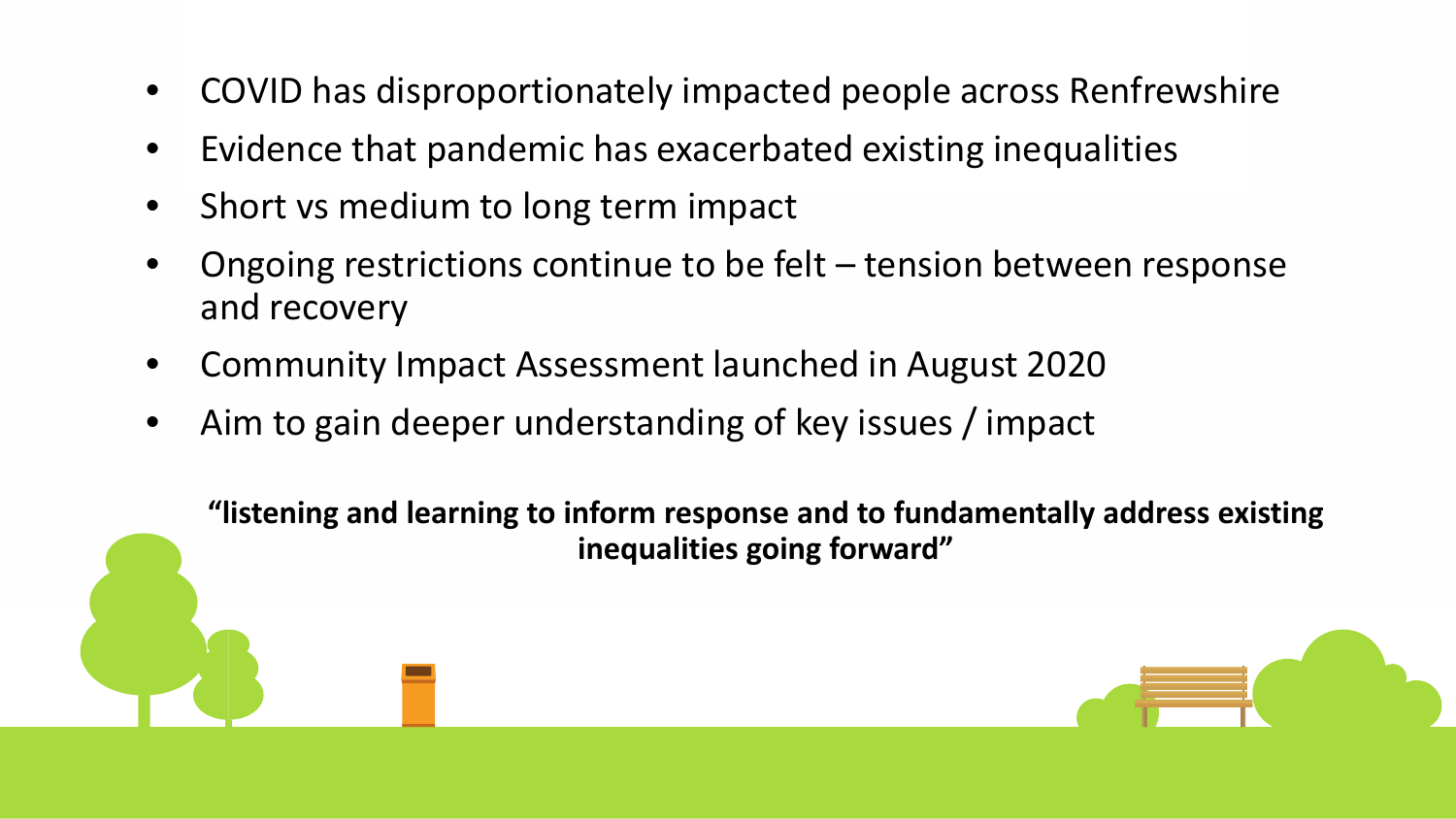- COVID has disproportionately impacted people across Renfrewshire
- Evidence that pandemic has exacerbated existing inequalities
- Short vs medium to long term impact
- Ongoing restrictions continue to be felt – tension between response and recovery
- Community Impact Assessment launched in August 2020
- Aim to gain deeper understanding of key issues / impact

**"listening and learning to inform response and to fundamentally address existing inequalities going forward"**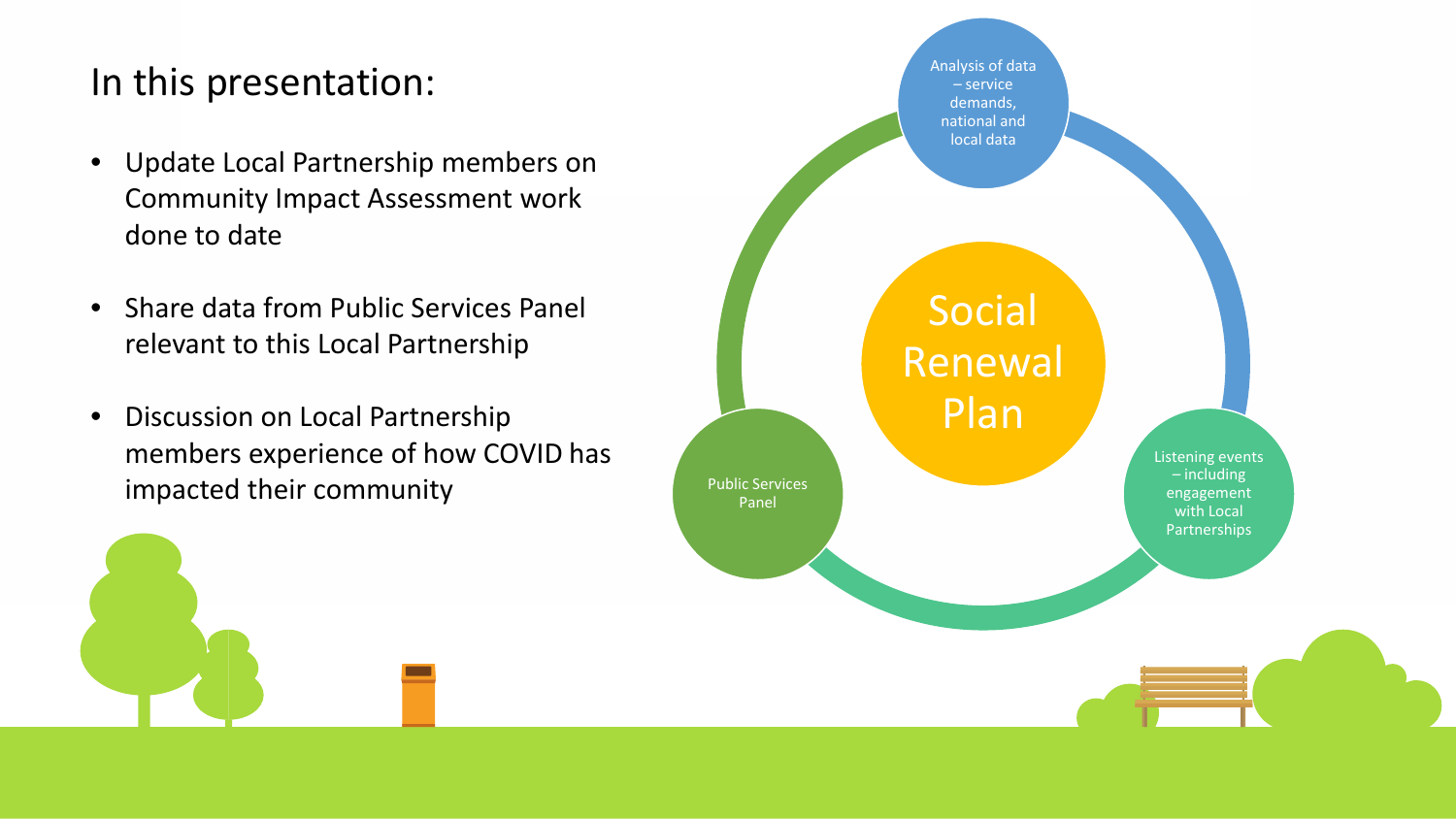# In this presentation:

- Update Local Partnership members on Community Impact Assessment work done to date
- Share data from Public Services Panel relevant to this Local Partnership
- Discussion on Local Partnership members experience of how COVID has impacted their community

Social Renewal Plan

Analysis of data – service demands, national and local data

Listening events – including engagement with Local Partnerships

Public Services Panel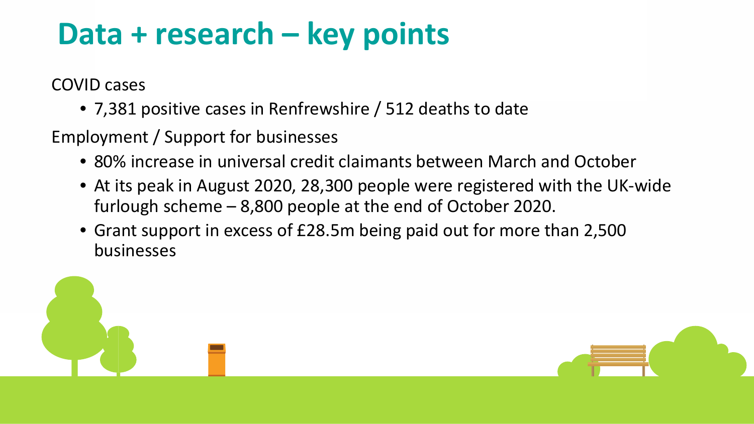# Data + research – key points

COVID cases

- 7,381 positive cases in Renfrewshire / 512 deaths to date

Employment / Support for businesses

- 80% increase in universal credit claimants between March and October
- At its peak in August 2020, 28,300 people were registered with the UK-wide furlough scheme – 8,800 people at the end of October 2020.
- Grant support in excess of £28.5m being paid out for more than 2,500 businesses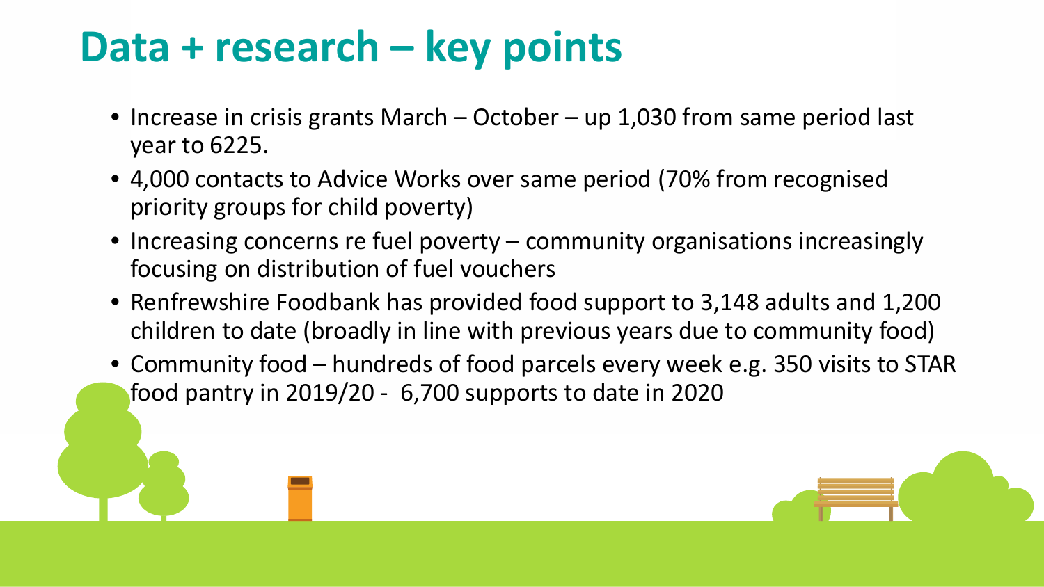# Data + research – key points

- Increase in crisis grants March – October – up 1,030 from same period last year to 6225.
- 4,000 contacts to Advice Works over same period (70% from recognised priority groups for child poverty)
- Increasing concerns re fuel poverty – community organisations increasingly focusing on distribution of fuel vouchers
- Renfrewshire Foodbank has provided food support to 3,148 adults and 1,200 children to date (broadly in line with previous years due to community food)
- Community food – hundreds of food parcels every week e.g. 350 visits to STAR food pantry in 2019/20 - 6,700 supports to date in 2020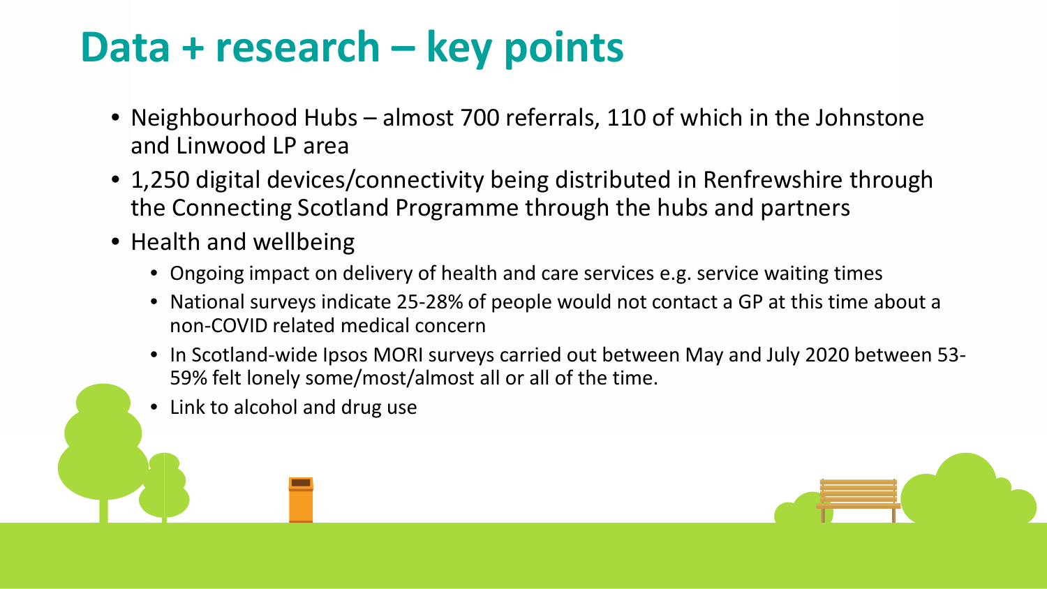# Data + research – key points

- Neighbourhood Hubs – almost 700 referrals, 110 of which in the Johnstone and Linwood LP area
- 1,250 digital devices/connectivity being distributed in Renfrewshire through the Connecting Scotland Programme through the hubs and partners
- Health and wellbeing
  - Ongoing impact on delivery of health and care services e.g. service waiting times
  - National surveys indicate 25-28% of people would not contact a GP at this time about a non-COVID related medical concern
  - In Scotland-wide Ipsos MORI surveys carried out between May and July 2020 between 53-59% felt lonely some/most/almost all or all of the time.
  - Link to alcohol and drug use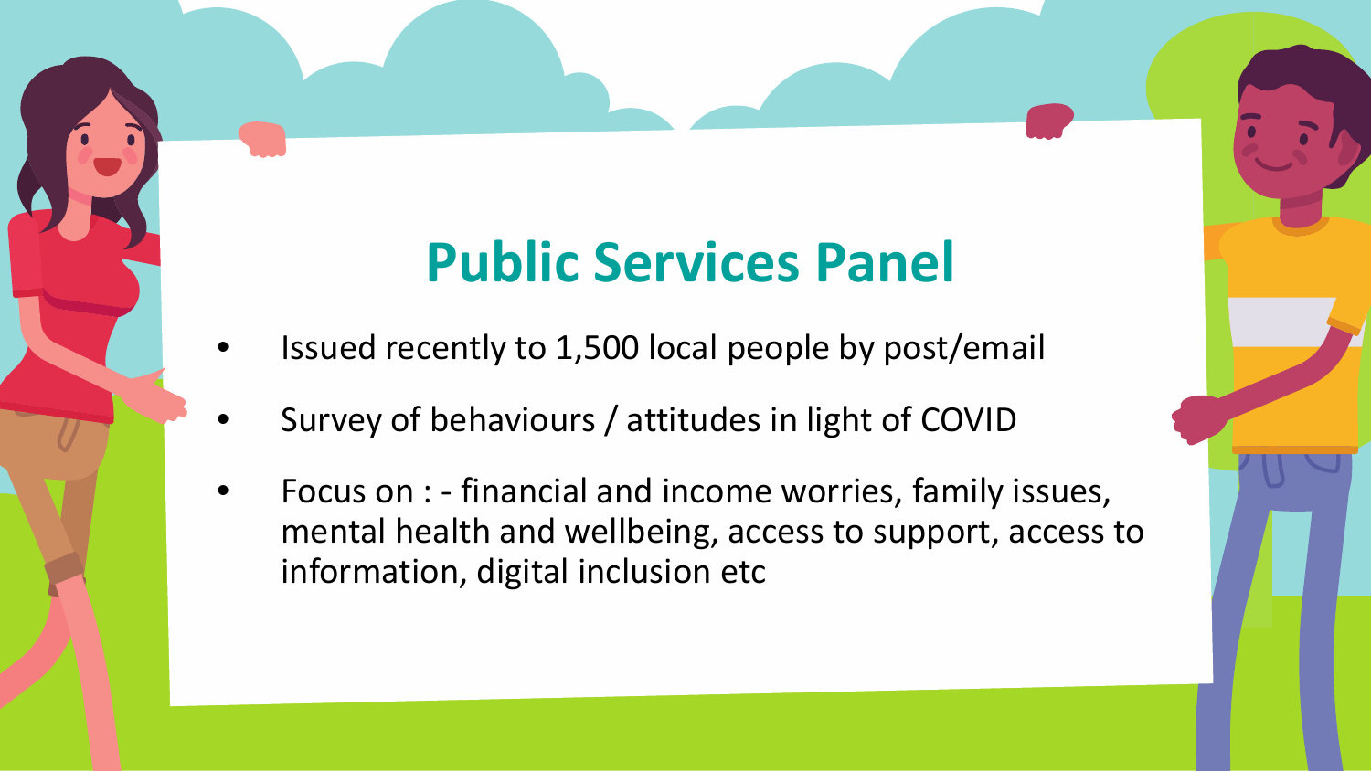# Public Services Panel

- Issued recently to 1,500 local people by post/email
- Survey of behaviours / attitudes in light of COVID
- Focus on : - financial and income worries, family issues, mental health and wellbeing, access to support, access to information, digital inclusion etc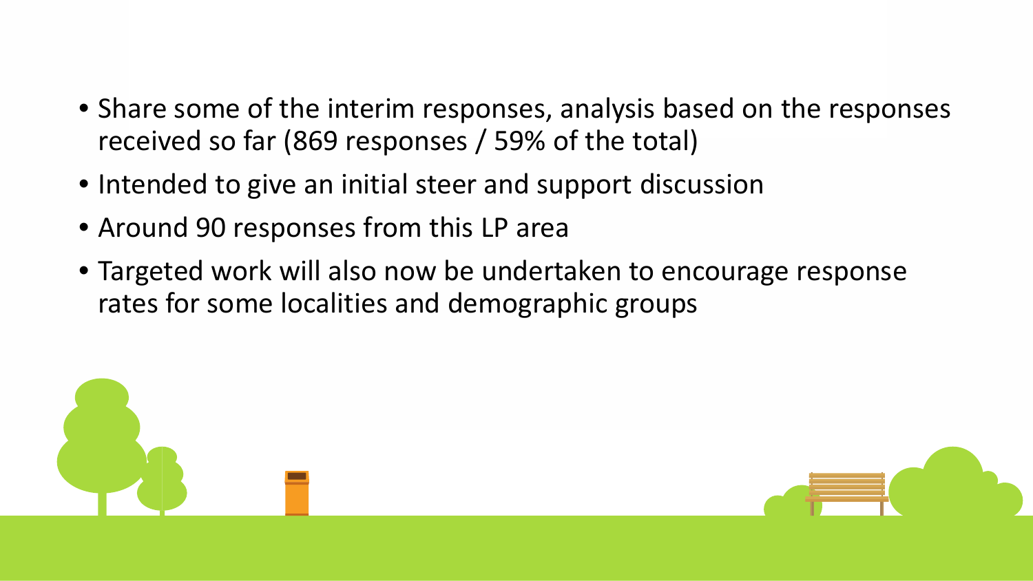- Share some of the interim responses, analysis based on the responses received so far (869 responses / 59% of the total)
- Intended to give an initial steer and support discussion
- Around 90 responses from this LP area
- Targeted work will also now be undertaken to encourage response rates for some localities and demographic groups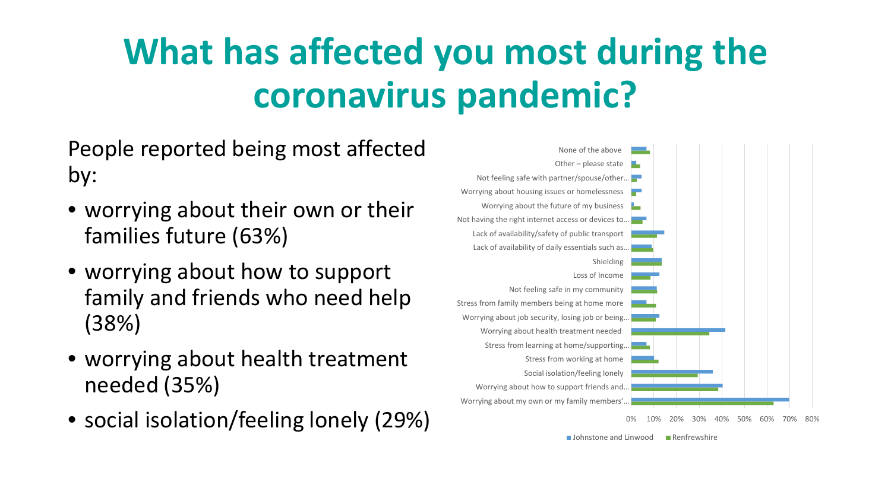# What has affected you most during the coronavirus pandemic?

People reported being most affected by:

- worrying about their own or their families future (63%)
- worrying about how to support family and friends who need help (38%)
- worrying about health treatment needed (35%)
- social isolation/feeling lonely (29%)

None of the above
Other – please state
Not feeling safe with partner/spouse/other...
Worrying about housing issues or homelessness
Worrying about the future of my business
Not having the right internet access or devices to...
Lack of availability/safety of public transport
Lack of availability of daily essentials such as...
Shielding
Loss of Income
Not feeling safe in my community
Stress from family members being at home more
Worrying about job security, losing job or being...
Worrying about health treatment needed
Stress from learning at home/supporting...
Stress from working at home
Social isolation/feeling lonely
Worrying about how to support friends and...
Worrying about my own or my family members'...

0% 10% 20% 30% 40% 50% 60% 70% 80%

Johnstone and Linwood | Renfrewshire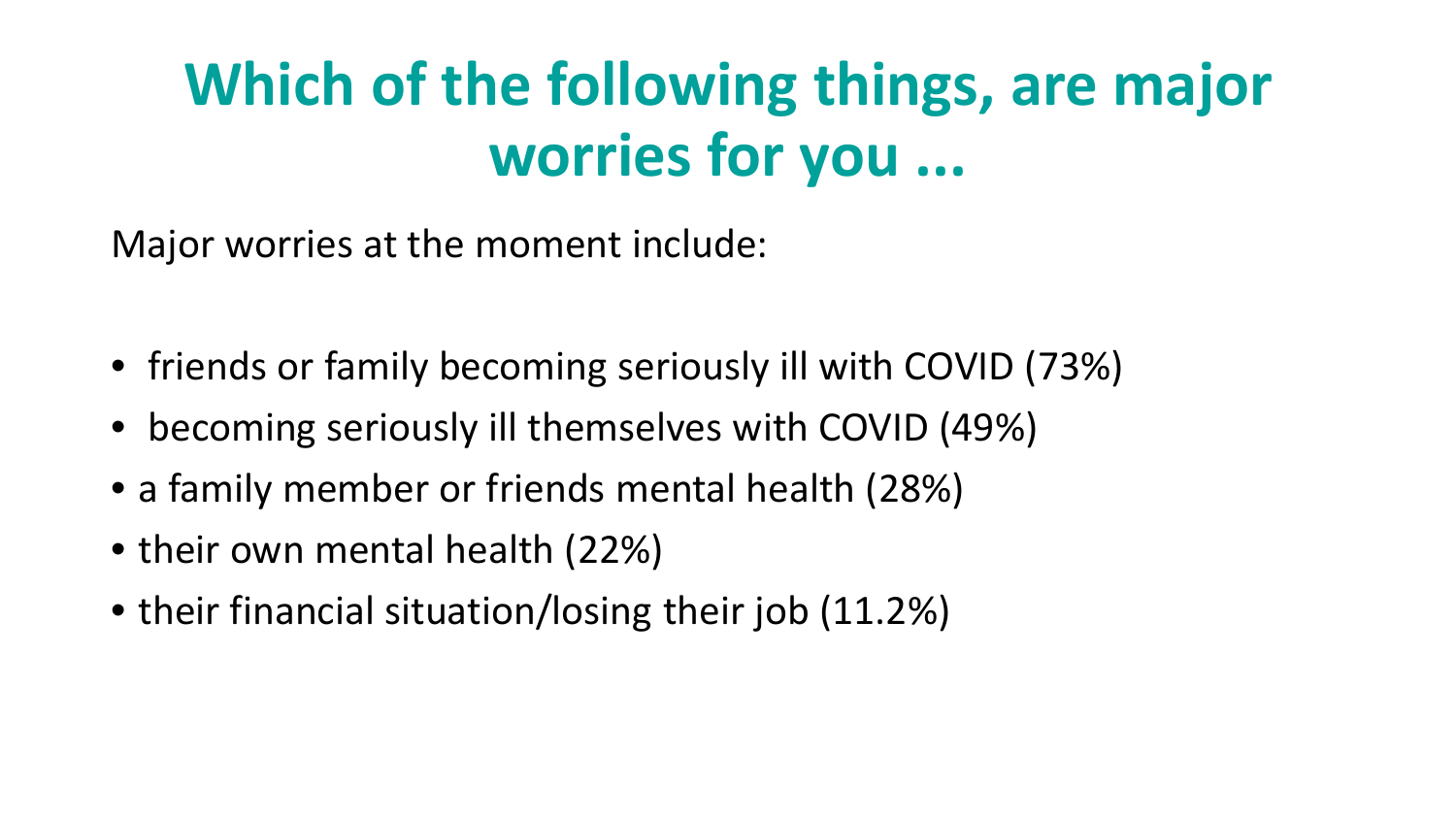# Which of the following things, are major worries for you ...

Major worries at the moment include:

- friends or family becoming seriously ill with COVID (73%)
- becoming seriously ill themselves with COVID (49%)
- a family member or friends mental health (28%)
- their own mental health (22%)
- their financial situation/losing their job (11.2%)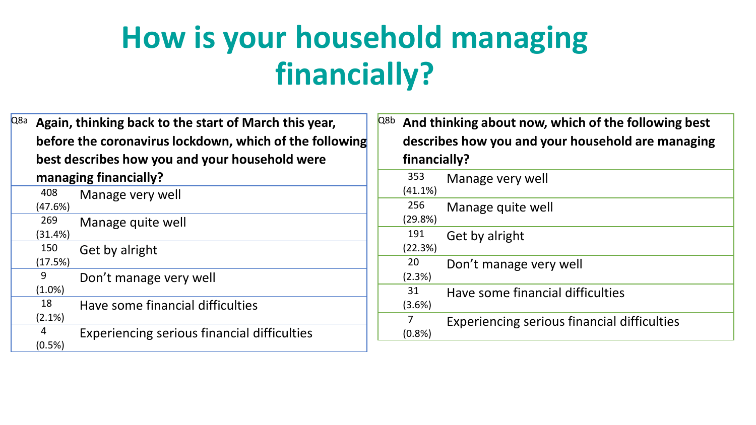# How is your household managing financially?

| Q8a | Again, thinking back to the start of March this year, before the coronavirus lockdown, which of the following best describes how you and your household were managing financially? |
|---|---|
| 408 (47.6%) | Manage very well |
| 269 (31.4%) | Manage quite well |
| 150 (17.5%) | Get by alright |
| 9 (1.0%) | Don't manage very well |
| 18 (2.1%) | Have some financial difficulties |
| 4 (0.5%) | Experiencing serious financial difficulties |

| Q8b | And thinking about now, which of the following best describes how you and your household are managing financially? |
|---|---|
| 353 (41.1%) | Manage very well |
| 256 (29.8%) | Manage quite well |
| 191 (22.3%) | Get by alright |
| 20 (2.3%) | Don't manage very well |
| 31 (3.6%) | Have some financial difficulties |
| 7 (0.8%) | Experiencing serious financial difficulties |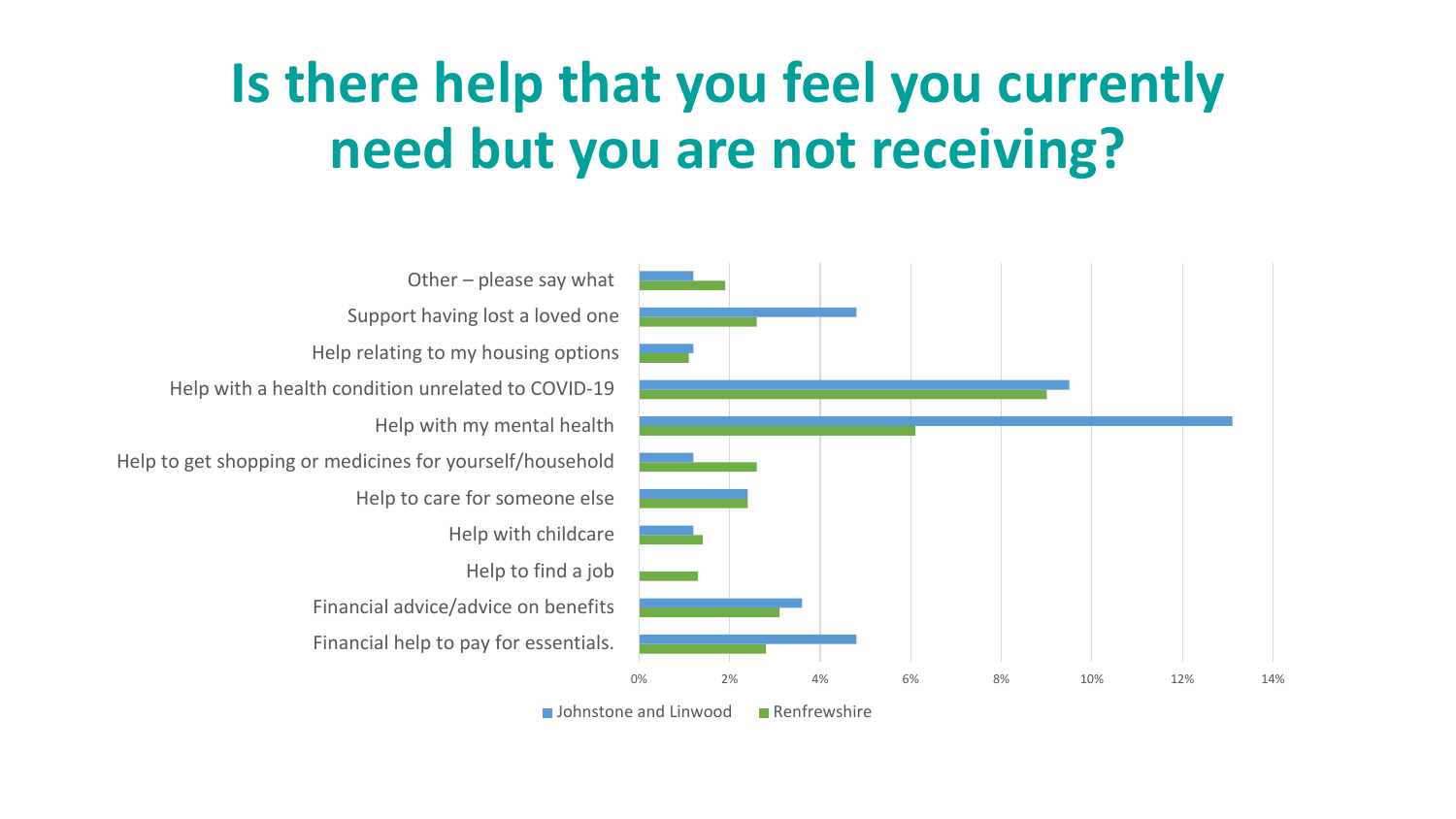# Is there help that you feel you currently need but you are not receiving?

| Category | Johnstone and Linwood | Renfrewshire |
| --- | --- | --- |
| Other – please say what | 1.2% | 1.9% |
| Support having lost a loved one | 4.8% | 2.6% |
| Help relating to my housing options | 1.2% | 1.1% |
| Help with a health condition unrelated to COVID-19 | 9.5% | 9.0% |
| Help with my mental health | 13.1% | 6.1% |
| Help to get shopping or medicines for yourself/household | 1.2% | 2.6% |
| Help to care for someone else | 2.4% | 2.4% |
| Help with childcare | 1.2% | 1.4% |
| Help to find a job | 0% | 1.3% |
| Financial advice/advice on benefits | 3.6% | 3.1% |
| Financial help to pay for essentials. | 4.8% | 2.8% |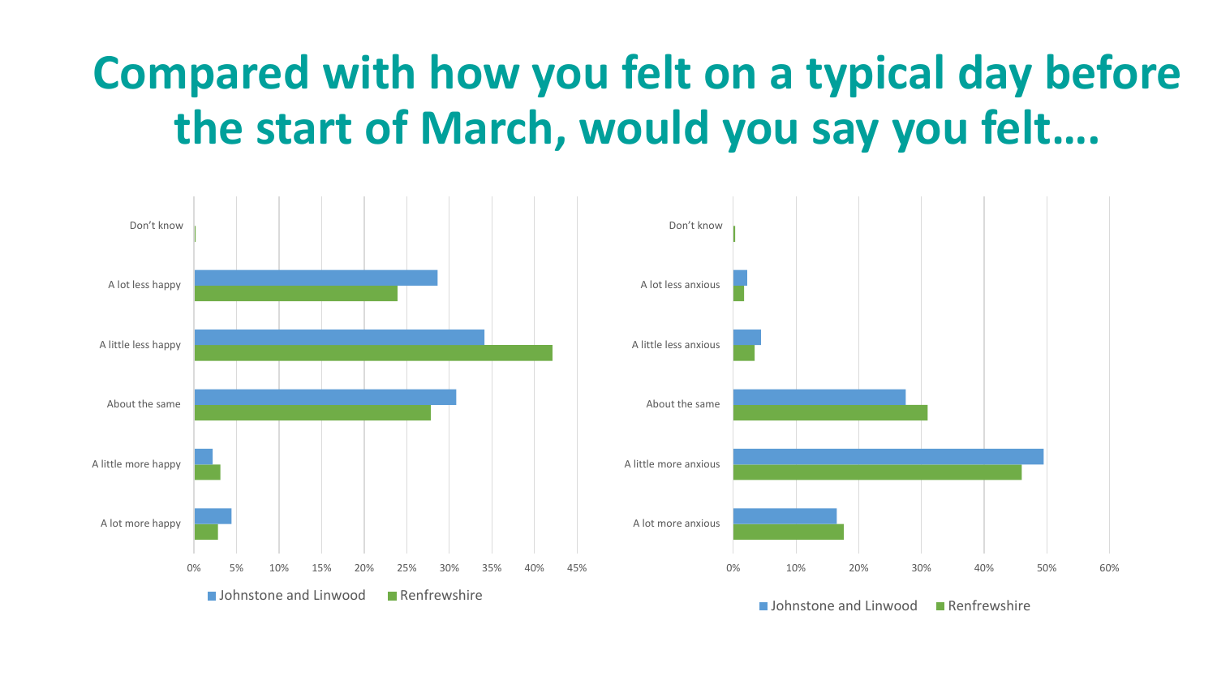# Compared with how you felt on a typical day before the start of March, would you say you felt….

Don't know

A lot less happy

A little less happy

About the same

A little more happy

A lot more happy

0% 5% 10% 15% 20% 25% 30% 35% 40% 45%

Johnstone and Linwood Renfrewshire

Don't know

A lot less anxious

A little less anxious

About the same

A little more anxious

A lot more anxious

0% 10% 20% 30% 40% 50% 60%

Johnstone and Linwood Renfrewshire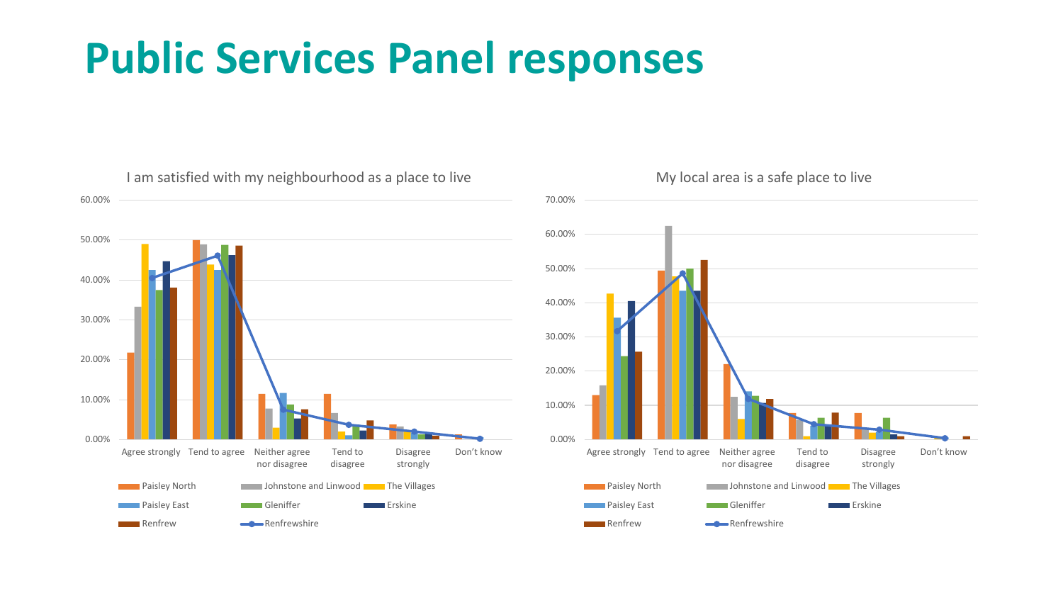# Public Services Panel responses

I am satisfied with my neighbourhood as a place to live

60.00%
50.00%
40.00%
30.00%
20.00%
10.00%
0.00%

Agree strongly | Tend to agree | Neither agree nor disagree | Tend to disagree | Disagree strongly | Don't know

Paisley North | Johnstone and Linwood | The Villages | Paisley East | Gleniffer | Erskine | Renfrew | Renfrewshire

My local area is a safe place to live

70.00%
60.00%
50.00%
40.00%
30.00%
20.00%
10.00%
0.00%

Agree strongly | Tend to agree | Neither agree nor disagree | Tend to disagree | Disagree strongly | Don't know

Paisley North | Johnstone and Linwood | The Villages | Paisley East | Gleniffer | Erskine | Renfrew | Renfrewshire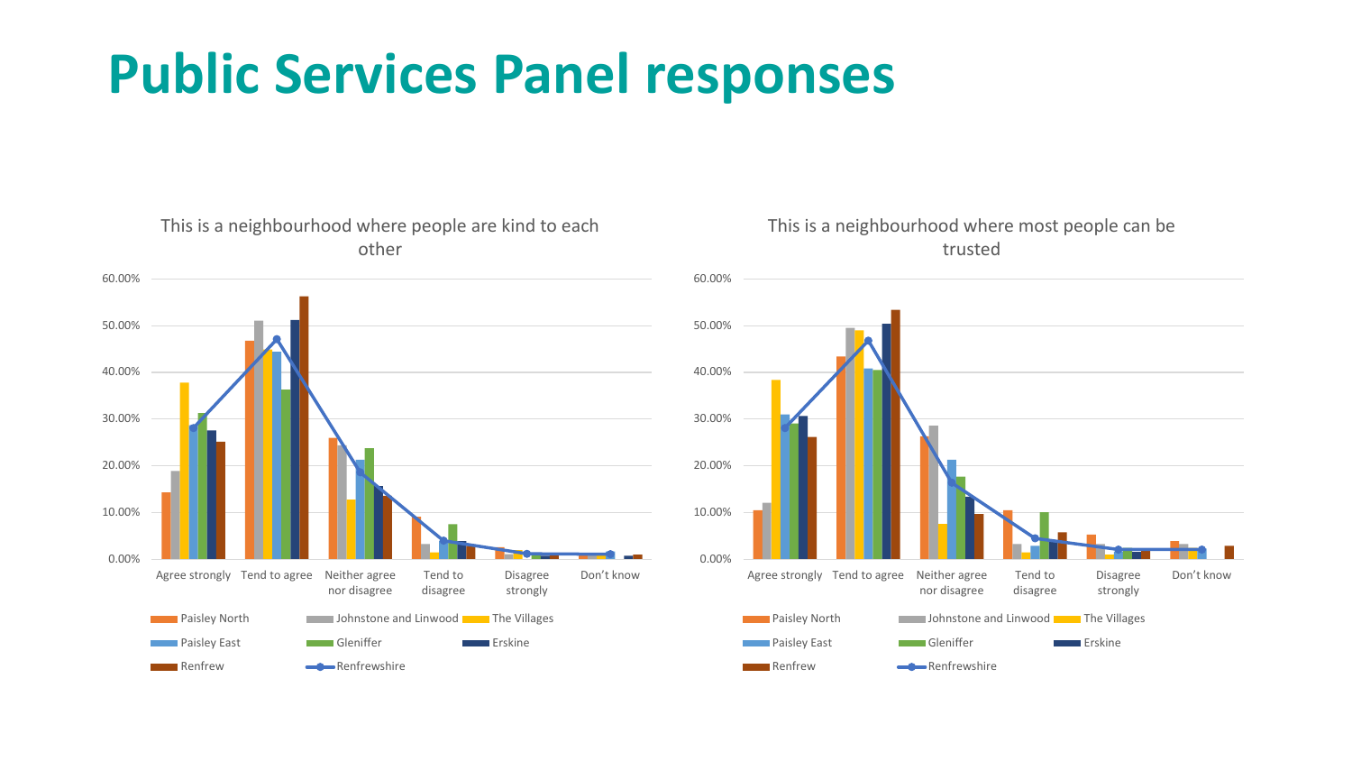# Public Services Panel responses

This is a neighbourhood where people are kind to each other

60.00%
50.00%
40.00%
30.00%
20.00%
10.00%
0.00%

Agree strongly | Tend to agree | Neither agree nor disagree | Tend to disagree | Disagree strongly | Don't know

Paisley North | Johnstone and Linwood | The Villages | Paisley East | Gleniffer | Erskine | Renfrew | Renfrewshire

This is a neighbourhood where most people can be trusted

60.00%
50.00%
40.00%
30.00%
20.00%
10.00%
0.00%

Agree strongly | Tend to agree | Neither agree nor disagree | Tend to disagree | Disagree strongly | Don't know

Paisley North | Johnstone and Linwood | The Villages | Paisley East | Gleniffer | Erskine | Renfrew | Renfrewshire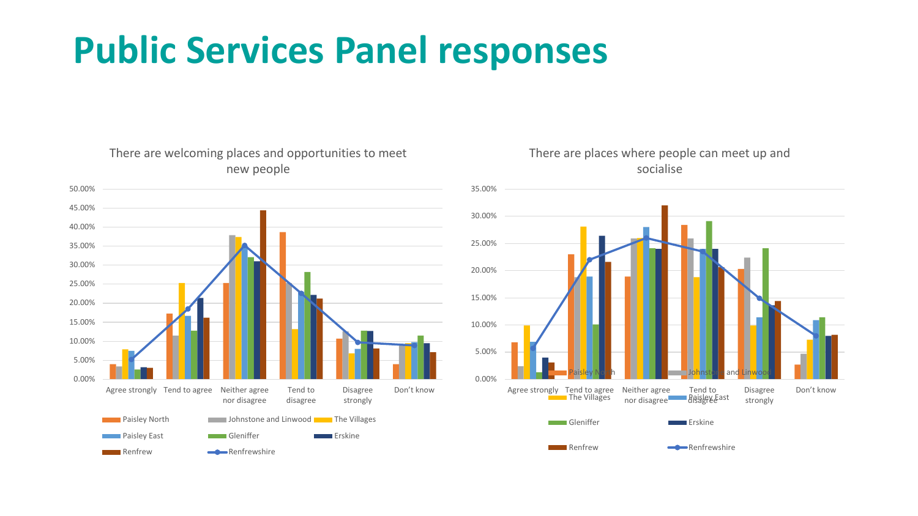# Public Services Panel responses

There are welcoming places and opportunities to meet new people

There are places where people can meet up and socialise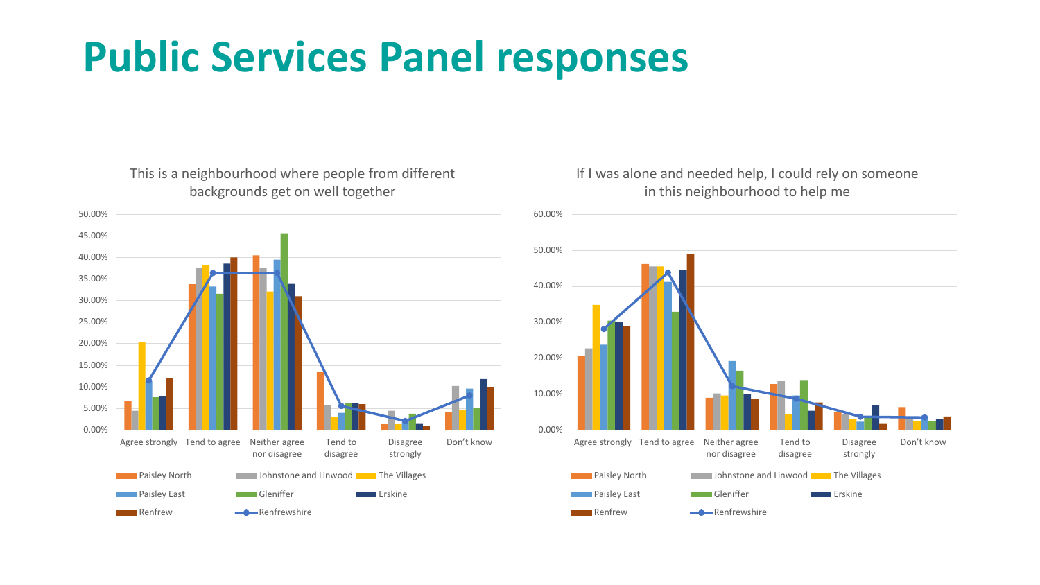# Public Services Panel responses

This is a neighbourhood where people from different backgrounds get on well together

If I was alone and needed help, I could rely on someone in this neighbourhood to help me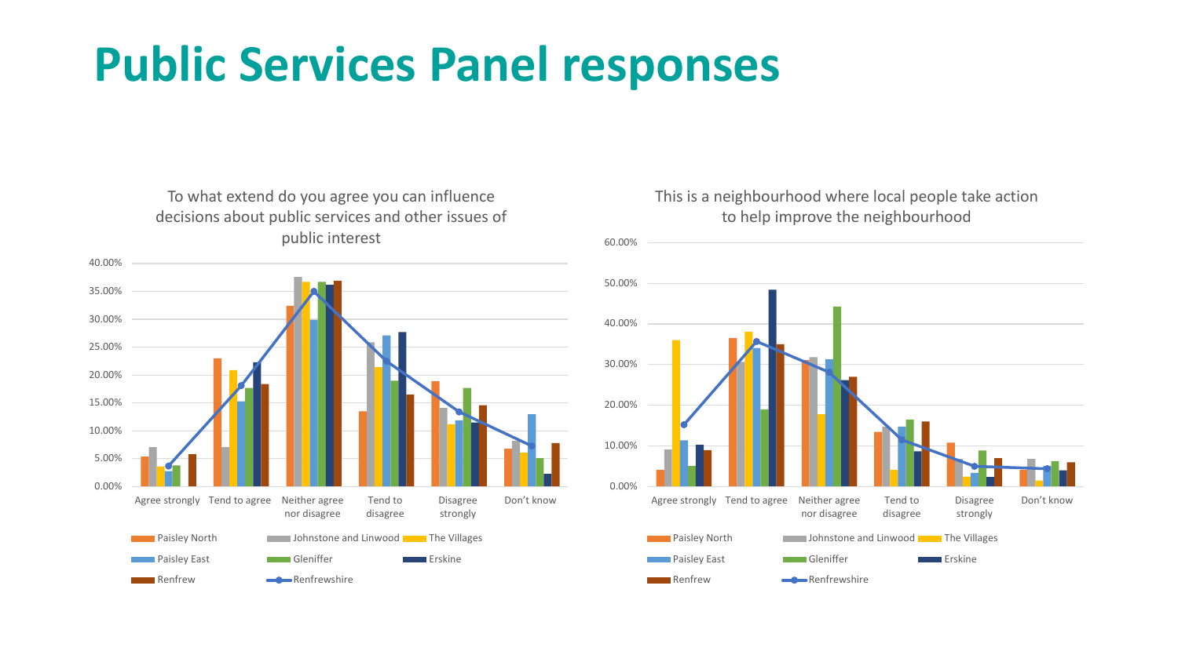# Public Services Panel responses

To what extend do you agree you can influence decisions about public services and other issues of public interest

40.00%
35.00%
30.00%
25.00%
20.00%
15.00%
10.00%
5.00%
0.00%

Agree strongly | Tend to agree | Neither agree nor disagree | Tend to disagree | Disagree strongly | Don't know

Paisley North, Johnstone and Linwood, The Villages, Paisley East, Gleniffer, Erskine, Renfrew, Renfrewshire

This is a neighbourhood where local people take action to help improve the neighbourhood

60.00%
50.00%
40.00%
30.00%
20.00%
10.00%
0.00%

Agree strongly | Tend to agree | Neither agree nor disagree | Tend to disagree | Disagree strongly | Don't know

Paisley North, Johnstone and Linwood, The Villages, Paisley East, Gleniffer, Erskine, Renfrew, Renfrewshire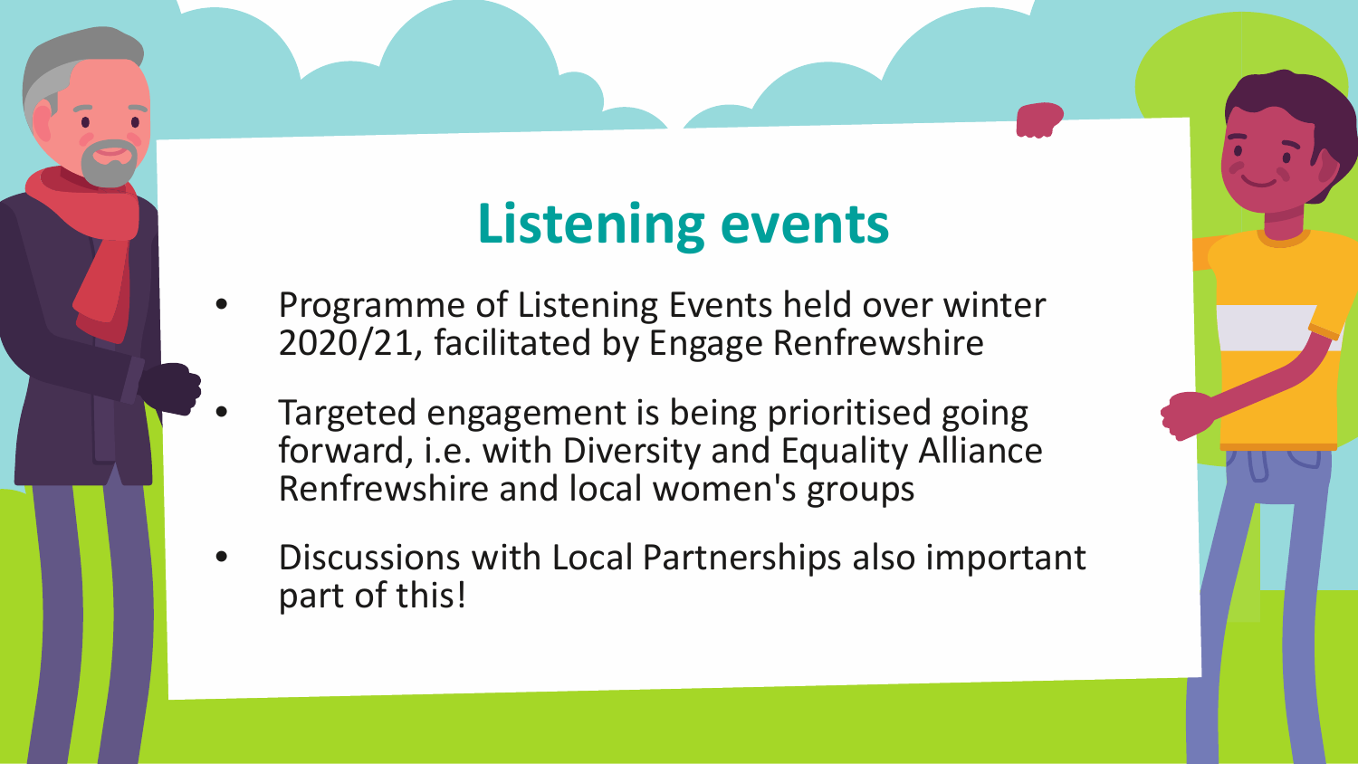# Listening events

- Programme of Listening Events held over winter 2020/21, facilitated by Engage Renfrewshire
- Targeted engagement is being prioritised going forward, i.e. with Diversity and Equality Alliance Renfrewshire and local women's groups
- Discussions with Local Partnerships also important part of this!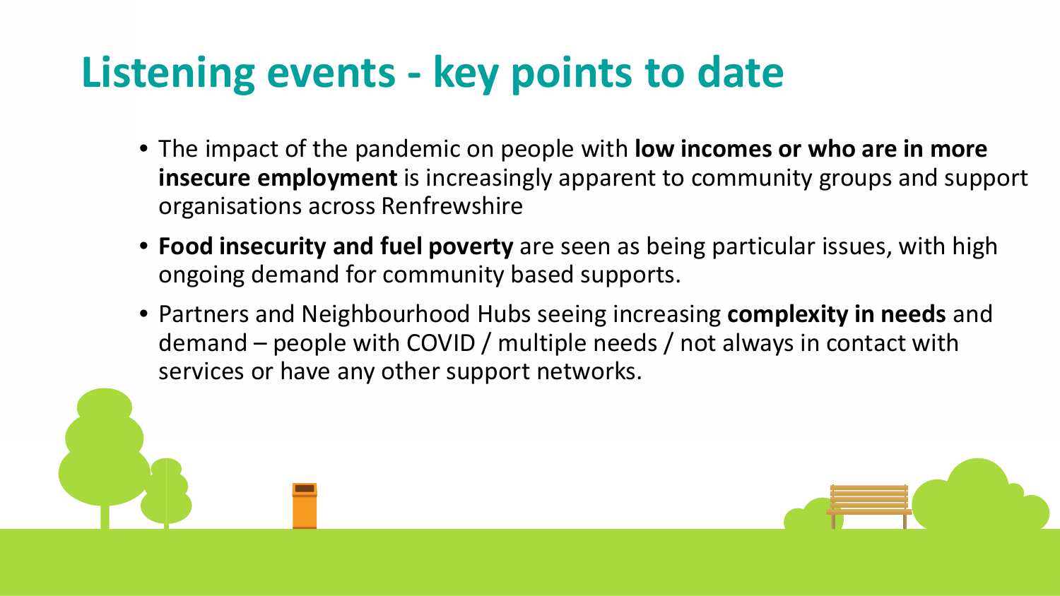# Listening events - key points to date

- The impact of the pandemic on people with **low incomes or who are in more insecure employment** is increasingly apparent to community groups and support organisations across Renfrewshire
- **Food insecurity and fuel poverty** are seen as being particular issues, with high ongoing demand for community based supports.
- Partners and Neighbourhood Hubs seeing increasing **complexity in needs** and demand – people with COVID / multiple needs / not always in contact with services or have any other support networks.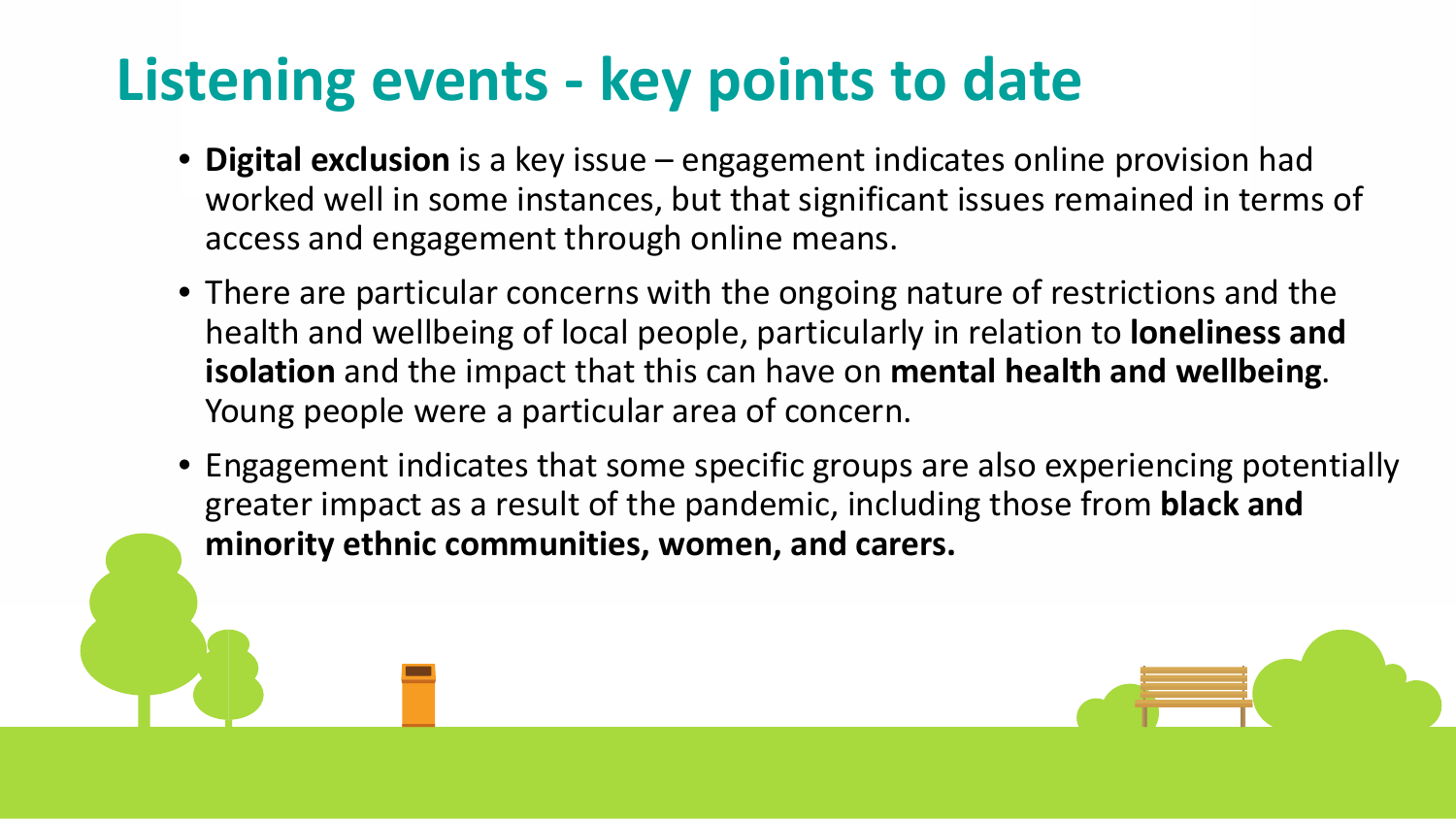# Listening events - key points to date

- **Digital exclusion** is a key issue – engagement indicates online provision had worked well in some instances, but that significant issues remained in terms of access and engagement through online means.
- There are particular concerns with the ongoing nature of restrictions and the health and wellbeing of local people, particularly in relation to **loneliness and isolation** and the impact that this can have on **mental health and wellbeing**. Young people were a particular area of concern.
- Engagement indicates that some specific groups are also experiencing potentially greater impact as a result of the pandemic, including those from **black and minority ethnic communities, women, and carers.**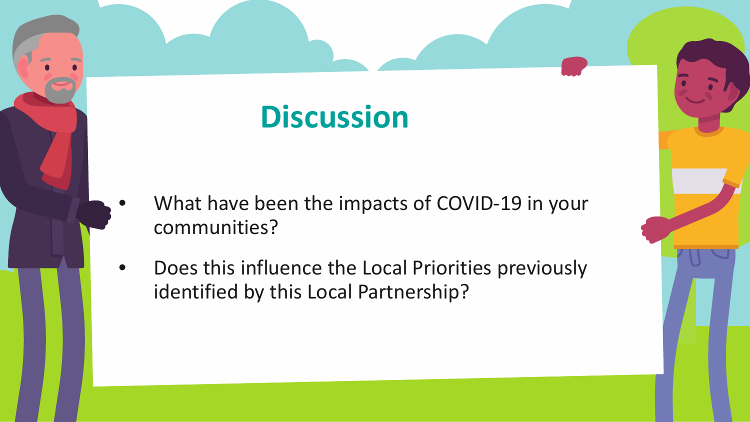# Discussion

- What have been the impacts of COVID-19 in your communities?
- Does this influence the Local Priorities previously identified by this Local Partnership?